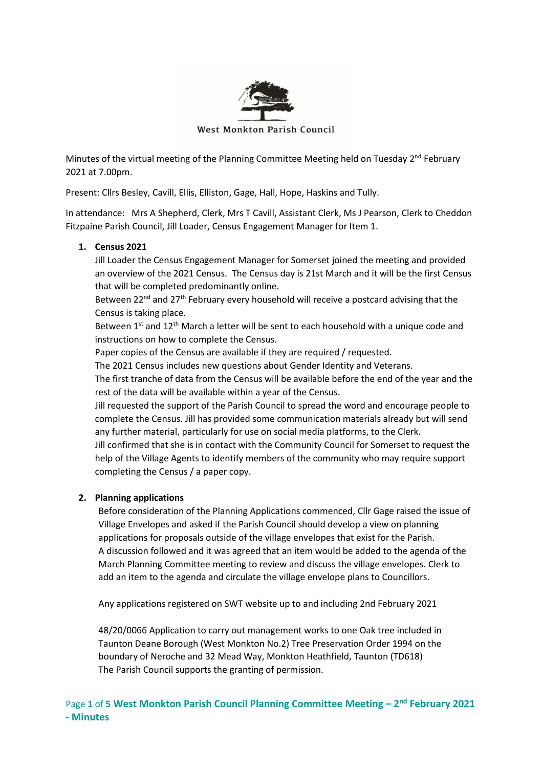West Monkton Parish Council

Minutes of the virtual meeting of the Planning Committee Meeting held on Tuesday 2nd February 2021 at 7.00pm.

Present: Cllrs Besley, Cavill, Ellis, Elliston, Gage, Hall, Hope, Haskins and Tully.

In attendance: Mrs A Shepherd, Clerk, Mrs T Cavill, Assistant Clerk, Ms J Pearson, Clerk to Cheddon Fitzpaine Parish Council, Jill Loader, Census Engagement Manager for Item 1.

1. **Census 2021**

   Jill Loader the Census Engagement Manager for Somerset joined the meeting and provided an overview of the 2021 Census. The Census day is 21st March and it will be the first Census that will be completed predominantly online.
   Between 22nd and 27th February every household will receive a postcard advising that the Census is taking place.
   Between 1st and 12th March a letter will be sent to each household with a unique code and instructions on how to complete the Census.
   Paper copies of the Census are available if they are required / requested.
   The 2021 Census includes new questions about Gender Identity and Veterans.
   The first tranche of data from the Census will be available before the end of the year and the rest of the data will be available within a year of the Census.
   Jill requested the support of the Parish Council to spread the word and encourage people to complete the Census. Jill has provided some communication materials already but will send any further material, particularly for use on social media platforms, to the Clerk.
   Jill confirmed that she is in contact with the Community Council for Somerset to request the help of the Village Agents to identify members of the community who may require support completing the Census / a paper copy.

2. **Planning applications**

   Before consideration of the Planning Applications commenced, Cllr Gage raised the issue of Village Envelopes and asked if the Parish Council should develop a view on planning applications for proposals outside of the village envelopes that exist for the Parish.
   A discussion followed and it was agreed that an item would be added to the agenda of the March Planning Committee meeting to review and discuss the village envelopes. Clerk to add an item to the agenda and circulate the village envelope plans to Councillors.

   Any applications registered on SWT website up to and including 2nd February 2021

   48/20/0066 Application to carry out management works to one Oak tree included in Taunton Deane Borough (West Monkton No.2) Tree Preservation Order 1994 on the boundary of Neroche and 32 Mead Way, Monkton Heathfield, Taunton (TD618)
   The Parish Council supports the granting of permission.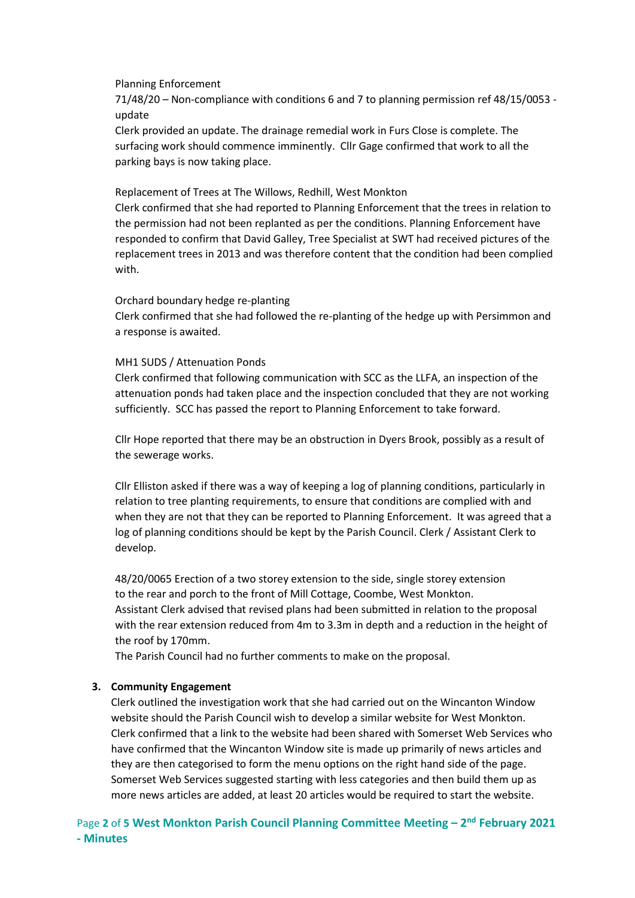Planning Enforcement

71/48/20 – Non-compliance with conditions 6 and 7 to planning permission ref 48/15/0053 - update

Clerk provided an update. The drainage remedial work in Furs Close is complete. The surfacing work should commence imminently. Cllr Gage confirmed that work to all the parking bays is now taking place.

Replacement of Trees at The Willows, Redhill, West Monkton

Clerk confirmed that she had reported to Planning Enforcement that the trees in relation to the permission had not been replanted as per the conditions. Planning Enforcement have responded to confirm that David Galley, Tree Specialist at SWT had received pictures of the replacement trees in 2013 and was therefore content that the condition had been complied with.

Orchard boundary hedge re-planting

Clerk confirmed that she had followed the re-planting of the hedge up with Persimmon and a response is awaited.

MH1 SUDS / Attenuation Ponds

Clerk confirmed that following communication with SCC as the LLFA, an inspection of the attenuation ponds had taken place and the inspection concluded that they are not working sufficiently. SCC has passed the report to Planning Enforcement to take forward.

Cllr Hope reported that there may be an obstruction in Dyers Brook, possibly as a result of the sewerage works.

Cllr Elliston asked if there was a way of keeping a log of planning conditions, particularly in relation to tree planting requirements, to ensure that conditions are complied with and when they are not that they can be reported to Planning Enforcement. It was agreed that a log of planning conditions should be kept by the Parish Council. Clerk / Assistant Clerk to develop.

48/20/0065 Erection of a two storey extension to the side, single storey extension to the rear and porch to the front of Mill Cottage, Coombe, West Monkton.

Assistant Clerk advised that revised plans had been submitted in relation to the proposal with the rear extension reduced from 4m to 3.3m in depth and a reduction in the height of the roof by 170mm.

The Parish Council had no further comments to make on the proposal.

3. **Community Engagement**

Clerk outlined the investigation work that she had carried out on the Wincanton Window website should the Parish Council wish to develop a similar website for West Monkton. Clerk confirmed that a link to the website had been shared with Somerset Web Services who have confirmed that the Wincanton Window site is made up primarily of news articles and they are then categorised to form the menu options on the right hand side of the page. Somerset Web Services suggested starting with less categories and then build them up as more news articles are added, at least 20 articles would be required to start the website.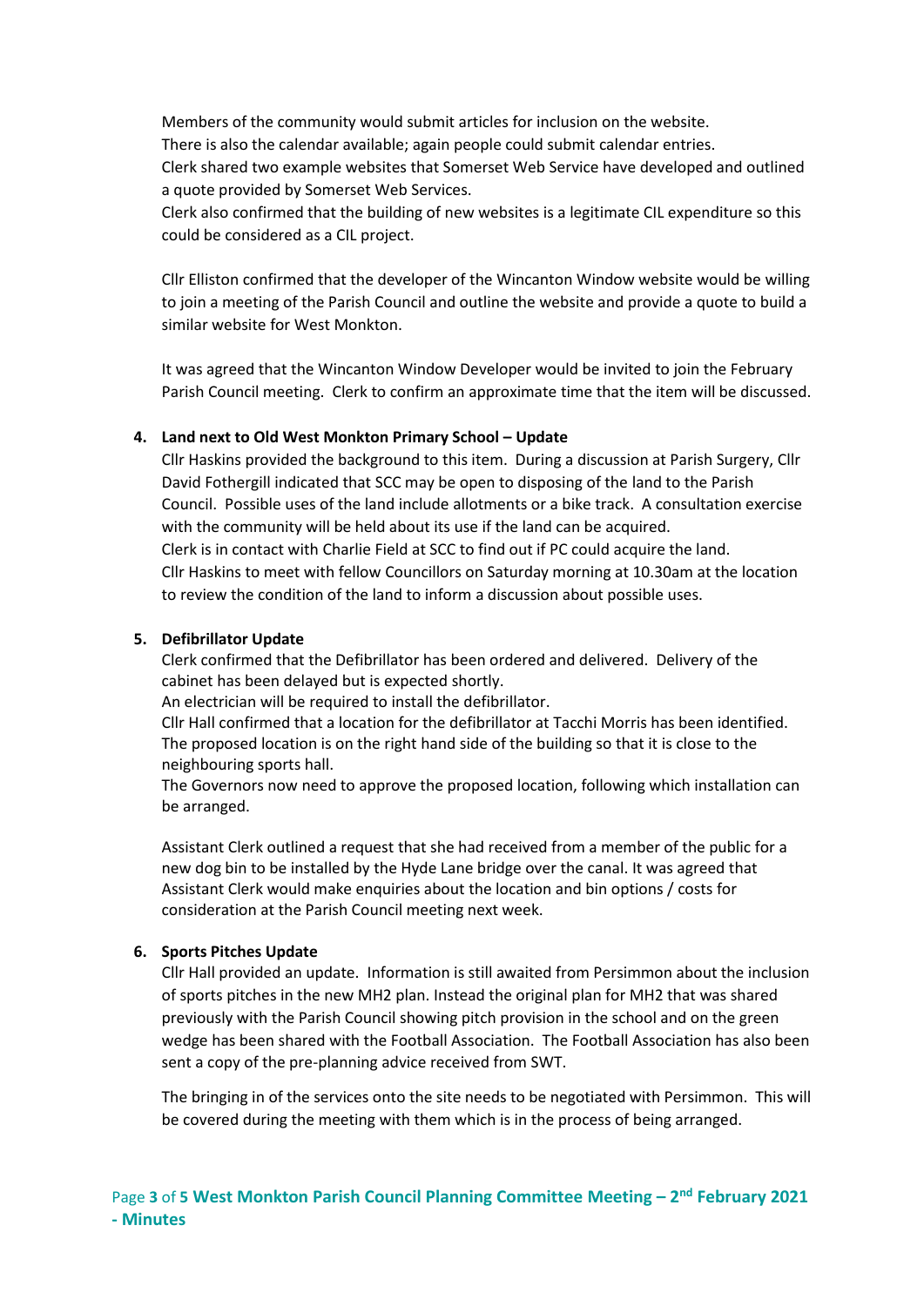Members of the community would submit articles for inclusion on the website.
There is also the calendar available; again people could submit calendar entries.
Clerk shared two example websites that Somerset Web Service have developed and outlined a quote provided by Somerset Web Services.
Clerk also confirmed that the building of new websites is a legitimate CIL expenditure so this could be considered as a CIL project.

Cllr Elliston confirmed that the developer of the Wincanton Window website would be willing to join a meeting of the Parish Council and outline the website and provide a quote to build a similar website for West Monkton.

It was agreed that the Wincanton Window Developer would be invited to join the February Parish Council meeting. Clerk to confirm an approximate time that the item will be discussed.

4. **Land next to Old West Monkton Primary School – Update**

   Cllr Haskins provided the background to this item. During a discussion at Parish Surgery, Cllr David Fothergill indicated that SCC may be open to disposing of the land to the Parish Council. Possible uses of the land include allotments or a bike track. A consultation exercise with the community will be held about its use if the land can be acquired.
   Clerk is in contact with Charlie Field at SCC to find out if PC could acquire the land.
   Cllr Haskins to meet with fellow Councillors on Saturday morning at 10.30am at the location to review the condition of the land to inform a discussion about possible uses.

5. **Defibrillator Update**

   Clerk confirmed that the Defibrillator has been ordered and delivered. Delivery of the cabinet has been delayed but is expected shortly.
   An electrician will be required to install the defibrillator.
   Cllr Hall confirmed that a location for the defibrillator at Tacchi Morris has been identified. The proposed location is on the right hand side of the building so that it is close to the neighbouring sports hall.
   The Governors now need to approve the proposed location, following which installation can be arranged.

   Assistant Clerk outlined a request that she had received from a member of the public for a new dog bin to be installed by the Hyde Lane bridge over the canal. It was agreed that Assistant Clerk would make enquiries about the location and bin options / costs for consideration at the Parish Council meeting next week.

6. **Sports Pitches Update**

   Cllr Hall provided an update. Information is still awaited from Persimmon about the inclusion of sports pitches in the new MH2 plan. Instead the original plan for MH2 that was shared previously with the Parish Council showing pitch provision in the school and on the green wedge has been shared with the Football Association. The Football Association has also been sent a copy of the pre-planning advice received from SWT.

   The bringing in of the services onto the site needs to be negotiated with Persimmon. This will be covered during the meeting with them which is in the process of being arranged.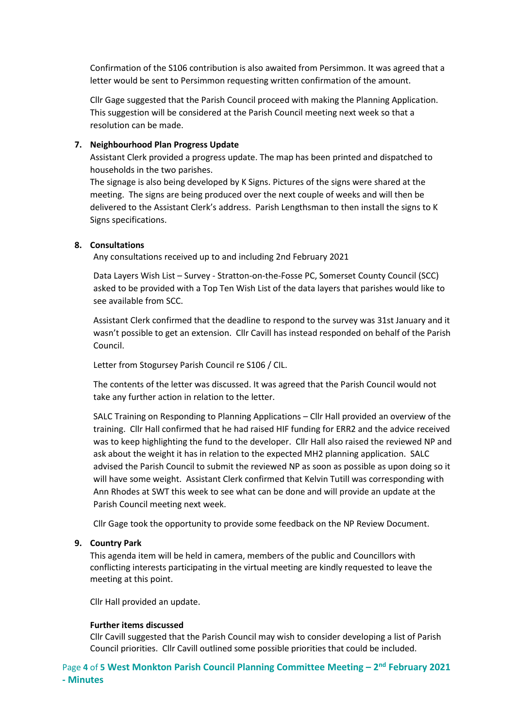Confirmation of the S106 contribution is also awaited from Persimmon. It was agreed that a letter would be sent to Persimmon requesting written confirmation of the amount.

Cllr Gage suggested that the Parish Council proceed with making the Planning Application. This suggestion will be considered at the Parish Council meeting next week so that a resolution can be made.

7. **Neighbourhood Plan Progress Update**

Assistant Clerk provided a progress update. The map has been printed and dispatched to households in the two parishes.

The signage is also being developed by K Signs. Pictures of the signs were shared at the meeting. The signs are being produced over the next couple of weeks and will then be delivered to the Assistant Clerk's address. Parish Lengthsman to then install the signs to K Signs specifications.

8. **Consultations**

Any consultations received up to and including 2nd February 2021

Data Layers Wish List – Survey - Stratton-on-the-Fosse PC, Somerset County Council (SCC) asked to be provided with a Top Ten Wish List of the data layers that parishes would like to see available from SCC.

Assistant Clerk confirmed that the deadline to respond to the survey was 31st January and it wasn't possible to get an extension. Cllr Cavill has instead responded on behalf of the Parish Council.

Letter from Stogursey Parish Council re S106 / CIL.

The contents of the letter was discussed. It was agreed that the Parish Council would not take any further action in relation to the letter.

SALC Training on Responding to Planning Applications – Cllr Hall provided an overview of the training. Cllr Hall confirmed that he had raised HIF funding for ERR2 and the advice received was to keep highlighting the fund to the developer. Cllr Hall also raised the reviewed NP and ask about the weight it has in relation to the expected MH2 planning application. SALC advised the Parish Council to submit the reviewed NP as soon as possible as upon doing so it will have some weight. Assistant Clerk confirmed that Kelvin Tutill was corresponding with Ann Rhodes at SWT this week to see what can be done and will provide an update at the Parish Council meeting next week.

Cllr Gage took the opportunity to provide some feedback on the NP Review Document.

9. **Country Park**

This agenda item will be held in camera, members of the public and Councillors with conflicting interests participating in the virtual meeting are kindly requested to leave the meeting at this point.

Cllr Hall provided an update.

**Further items discussed**

Cllr Cavill suggested that the Parish Council may wish to consider developing a list of Parish Council priorities. Cllr Cavill outlined some possible priorities that could be included.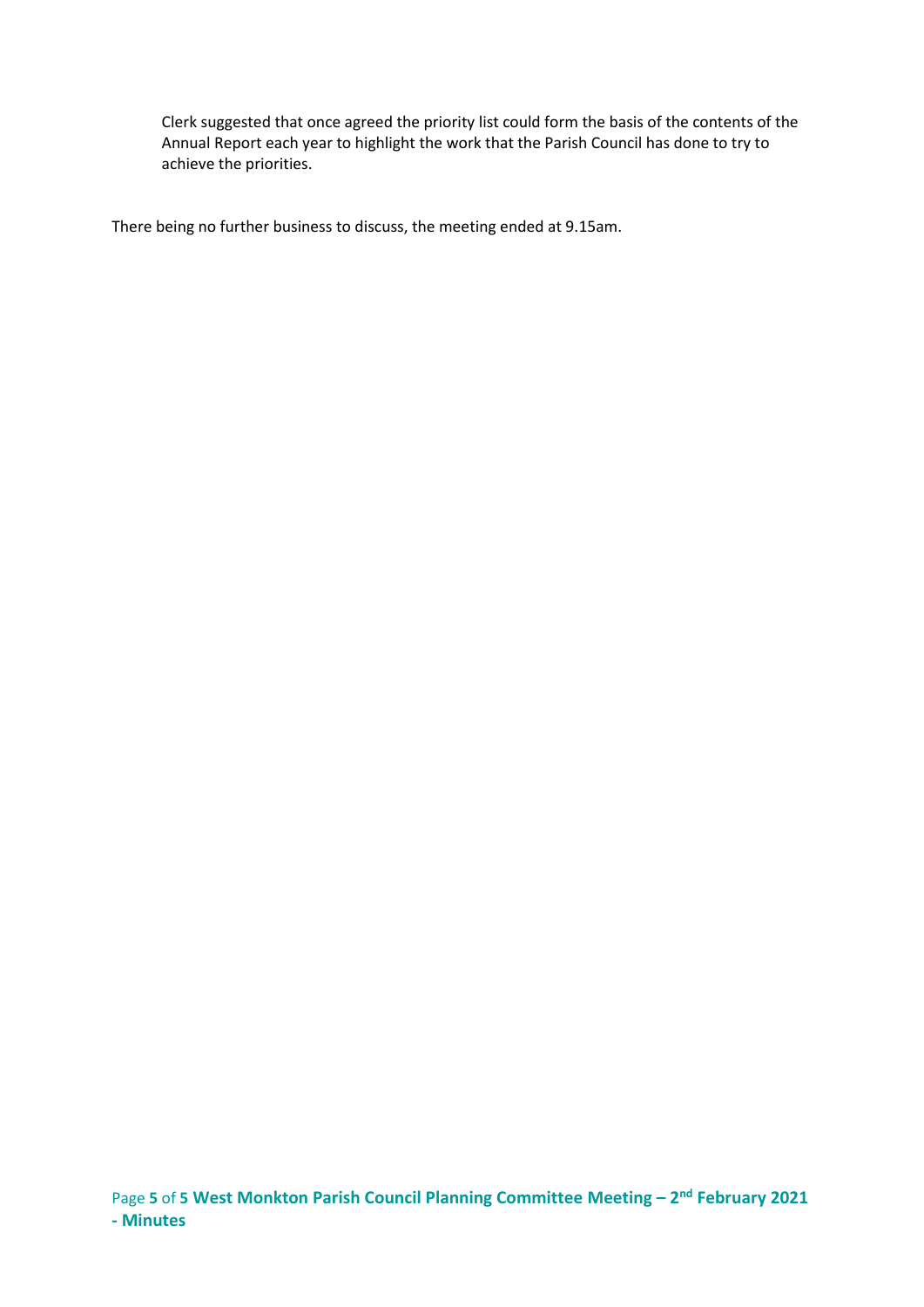Clerk suggested that once agreed the priority list could form the basis of the contents of the Annual Report each year to highlight the work that the Parish Council has done to try to achieve the priorities.

There being no further business to discuss, the meeting ended at 9.15am.